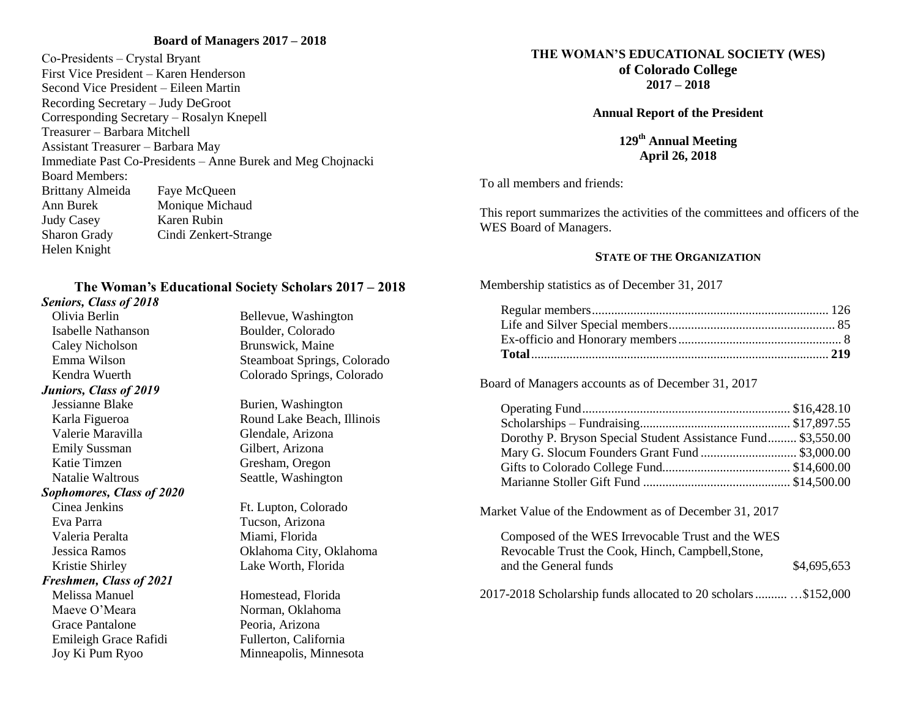### Board of Managers 2017 – 2018

Co-Presidents – Crystal Bryant
First Vice President – Karen Henderson
Second Vice President – Eileen Martin
Recording Secretary – Judy DeGroot
Corresponding Secretary – Rosalyn Knepell
Treasurer – Barbara Mitchell
Assistant Treasurer – Barbara May
Immediate Past Co-Presidents – Anne Burek and Meg Chojnacki
Board Members:

| | |
|---|---|
| Brittany Almeida | Faye McQueen |
| Ann Burek | Monique Michaud |
| Judy Casey | Karen Rubin |
| Sharon Grady | Cindi Zenkert-Strange |
| Helen Knight | |

### The Woman's Educational Society Scholars 2017 – 2018

***Seniors, Class of 2018***

| | |
|---|---|
| Olivia Berlin | Bellevue, Washington |
| Isabelle Nathanson | Boulder, Colorado |
| Caley Nicholson | Brunswick, Maine |
| Emma Wilson | Steamboat Springs, Colorado |
| Kendra Wuerth | Colorado Springs, Colorado |

***Juniors, Class of 2019***

| | |
|---|---|
| Jessianne Blake | Burien, Washington |
| Karla Figueroa | Round Lake Beach, Illinois |
| Valerie Maravilla | Glendale, Arizona |
| Emily Sussman | Gilbert, Arizona |
| Katie Timzen | Gresham, Oregon |
| Natalie Waltrous | Seattle, Washington |

***Sophomores, Class of 2020***

| | |
|---|---|
| Cinea Jenkins | Ft. Lupton, Colorado |
| Eva Parra | Tucson, Arizona |
| Valeria Peralta | Miami, Florida |
| Jessica Ramos | Oklahoma City, Oklahoma |
| Kristie Shirley | Lake Worth, Florida |

***Freshmen, Class of 2021***

| | |
|---|---|
| Melissa Manuel | Homestead, Florida |
| Maeve O'Meara | Norman, Oklahoma |
| Grace Pantalone | Peoria, Arizona |
| Emileigh Grace Rafidi | Fullerton, California |
| Joy Ki Pum Ryoo | Minneapolis, Minnesota |

# THE WOMAN'S EDUCATIONAL SOCIETY (WES)
## of Colorado College
## 2017 – 2018

**Annual Report of the President**

**129th Annual Meeting**
**April 26, 2018**

To all members and friends:

This report summarizes the activities of the committees and officers of the WES Board of Managers.

### STATE OF THE ORGANIZATION

Membership statistics as of December 31, 2017

| | |
|---|---|
| Regular members | 126 |
| Life and Silver Special members | 85 |
| Ex-officio and Honorary members | 8 |
| **Total** | **219** |

Board of Managers accounts as of December 31, 2017

| | |
|---|---|
| Operating Fund | $16,428.10 |
| Scholarships – Fundraising | $17,897.55 |
| Dorothy P. Bryson Special Student Assistance Fund | $3,550.00 |
| Mary G. Slocum Founders Grant Fund | $3,000.00 |
| Gifts to Colorado College Fund | $14,600.00 |
| Marianne Stoller Gift Fund | $14,500.00 |

Market Value of the Endowment as of December 31, 2017

| | |
|---|---|
| Composed of the WES Irrevocable Trust and the WES Revocable Trust the Cook, Hinch, Campbell,Stone, and the General funds | $4,695,653 |

2017-2018 Scholarship funds allocated to 20 scholars .......... …$152,000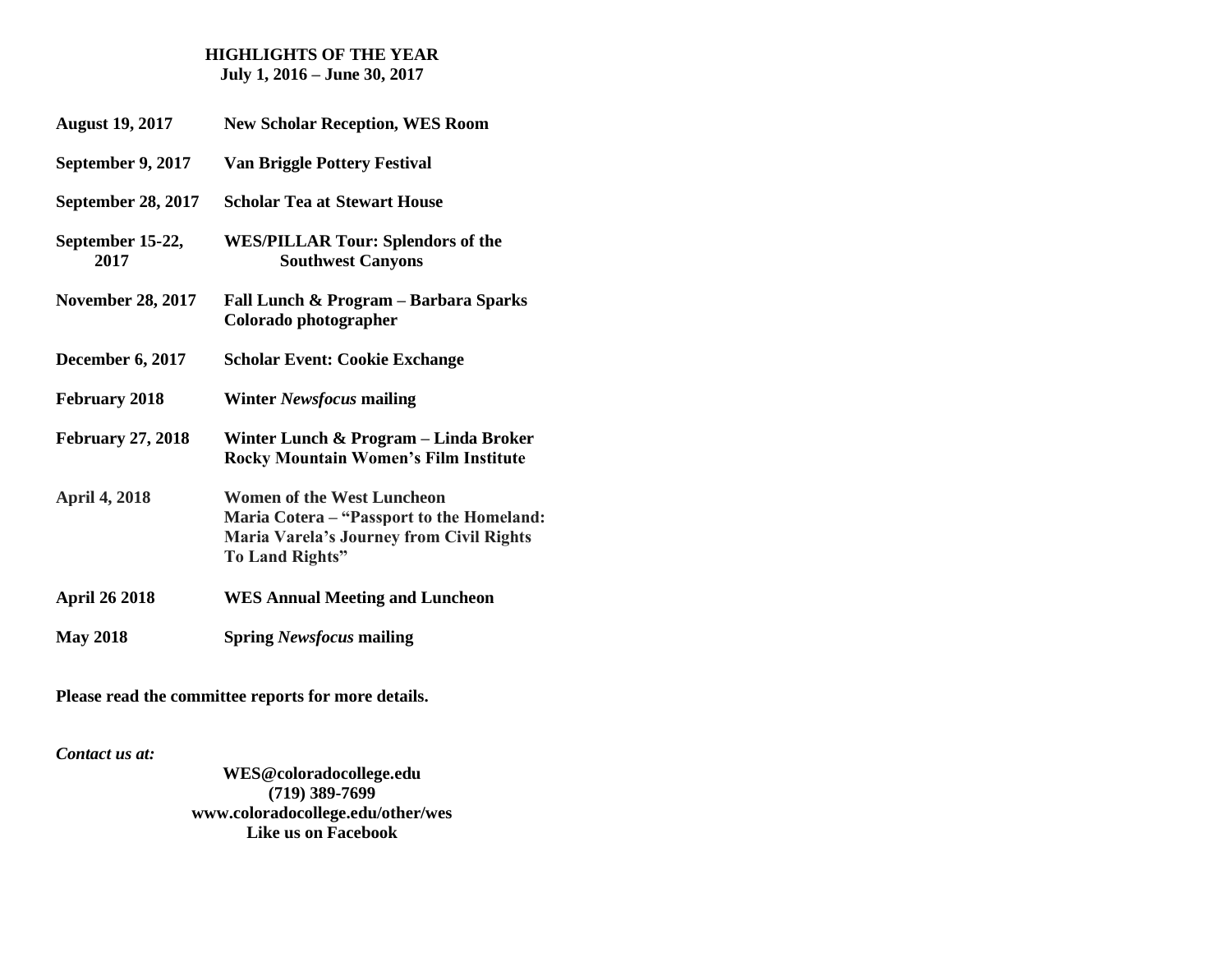**HIGHLIGHTS OF THE YEAR**
**July 1, 2016 – June 30, 2017**

| | |
|---|---|
| **August 19, 2017** | **New Scholar Reception, WES Room** |
| **September 9, 2017** | **Van Briggle Pottery Festival** |
| **September 28, 2017** | **Scholar Tea at Stewart House** |
| **September 15-22, 2017** | **WES/PILLAR Tour: Splendors of the Southwest Canyons** |
| **November 28, 2017** | **Fall Lunch & Program – Barbara Sparks Colorado photographer** |
| **December 6, 2017** | **Scholar Event: Cookie Exchange** |
| **February 2018** | **Winter *Newsfocus* mailing** |
| **February 27, 2018** | **Winter Lunch & Program – Linda Broker Rocky Mountain Women's Film Institute** |
| **April 4, 2018** | **Women of the West Luncheon Maria Cotera – "Passport to the Homeland: Maria Varela's Journey from Civil Rights To Land Rights"** |
| **April 26 2018** | **WES Annual Meeting and Luncheon** |
| **May 2018** | **Spring *Newsfocus* mailing** |

**Please read the committee reports for more details.**

***Contact us at:***

**WES@coloradocollege.edu**
**(719) 389-7699**
**www.coloradocollege.edu/other/wes**
**Like us on Facebook**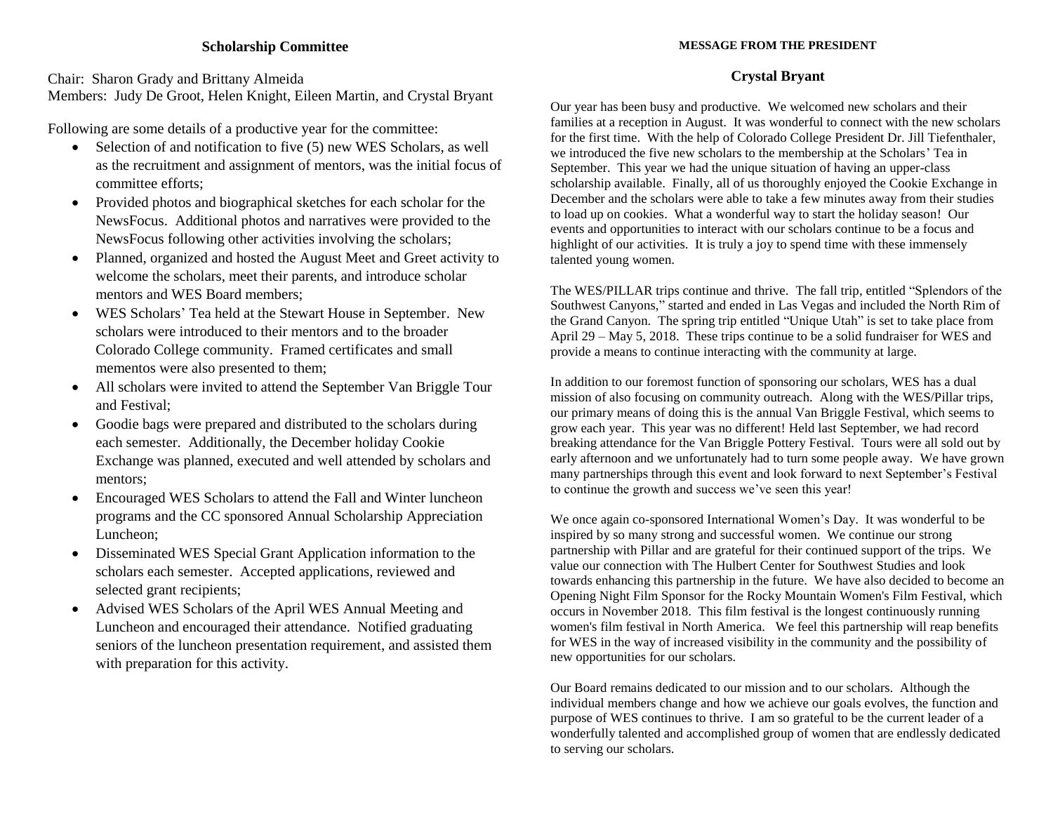## Scholarship Committee

Chair: Sharon Grady and Brittany Almeida
Members: Judy De Groot, Helen Knight, Eileen Martin, and Crystal Bryant

Following are some details of a productive year for the committee:

- Selection of and notification to five (5) new WES Scholars, as well as the recruitment and assignment of mentors, was the initial focus of committee efforts;
- Provided photos and biographical sketches for each scholar for the NewsFocus. Additional photos and narratives were provided to the NewsFocus following other activities involving the scholars;
- Planned, organized and hosted the August Meet and Greet activity to welcome the scholars, meet their parents, and introduce scholar mentors and WES Board members;
- WES Scholars' Tea held at the Stewart House in September. New scholars were introduced to their mentors and to the broader Colorado College community. Framed certificates and small mementos were also presented to them;
- All scholars were invited to attend the September Van Briggle Tour and Festival;
- Goodie bags were prepared and distributed to the scholars during each semester. Additionally, the December holiday Cookie Exchange was planned, executed and well attended by scholars and mentors;
- Encouraged WES Scholars to attend the Fall and Winter luncheon programs and the CC sponsored Annual Scholarship Appreciation Luncheon;
- Disseminated WES Special Grant Application information to the scholars each semester. Accepted applications, reviewed and selected grant recipients;
- Advised WES Scholars of the April WES Annual Meeting and Luncheon and encouraged their attendance. Notified graduating seniors of the luncheon presentation requirement, and assisted them with preparation for this activity.

## MESSAGE FROM THE PRESIDENT

### Crystal Bryant

Our year has been busy and productive. We welcomed new scholars and their families at a reception in August. It was wonderful to connect with the new scholars for the first time. With the help of Colorado College President Dr. Jill Tiefenthaler, we introduced the five new scholars to the membership at the Scholars' Tea in September. This year we had the unique situation of having an upper-class scholarship available. Finally, all of us thoroughly enjoyed the Cookie Exchange in December and the scholars were able to take a few minutes away from their studies to load up on cookies. What a wonderful way to start the holiday season! Our events and opportunities to interact with our scholars continue to be a focus and highlight of our activities. It is truly a joy to spend time with these immensely talented young women.

The WES/PILLAR trips continue and thrive. The fall trip, entitled "Splendors of the Southwest Canyons," started and ended in Las Vegas and included the North Rim of the Grand Canyon. The spring trip entitled "Unique Utah" is set to take place from April 29 – May 5, 2018. These trips continue to be a solid fundraiser for WES and provide a means to continue interacting with the community at large.

In addition to our foremost function of sponsoring our scholars, WES has a dual mission of also focusing on community outreach. Along with the WES/Pillar trips, our primary means of doing this is the annual Van Briggle Festival, which seems to grow each year. This year was no different! Held last September, we had record breaking attendance for the Van Briggle Pottery Festival. Tours were all sold out by early afternoon and we unfortunately had to turn some people away. We have grown many partnerships through this event and look forward to next September's Festival to continue the growth and success we've seen this year!

We once again co-sponsored International Women's Day. It was wonderful to be inspired by so many strong and successful women. We continue our strong partnership with Pillar and are grateful for their continued support of the trips. We value our connection with The Hulbert Center for Southwest Studies and look towards enhancing this partnership in the future. We have also decided to become an Opening Night Film Sponsor for the Rocky Mountain Women's Film Festival, which occurs in November 2018. This film festival is the longest continuously running women's film festival in North America. We feel this partnership will reap benefits for WES in the way of increased visibility in the community and the possibility of new opportunities for our scholars.

Our Board remains dedicated to our mission and to our scholars. Although the individual members change and how we achieve our goals evolves, the function and purpose of WES continues to thrive. I am so grateful to be the current leader of a wonderfully talented and accomplished group of women that are endlessly dedicated to serving our scholars.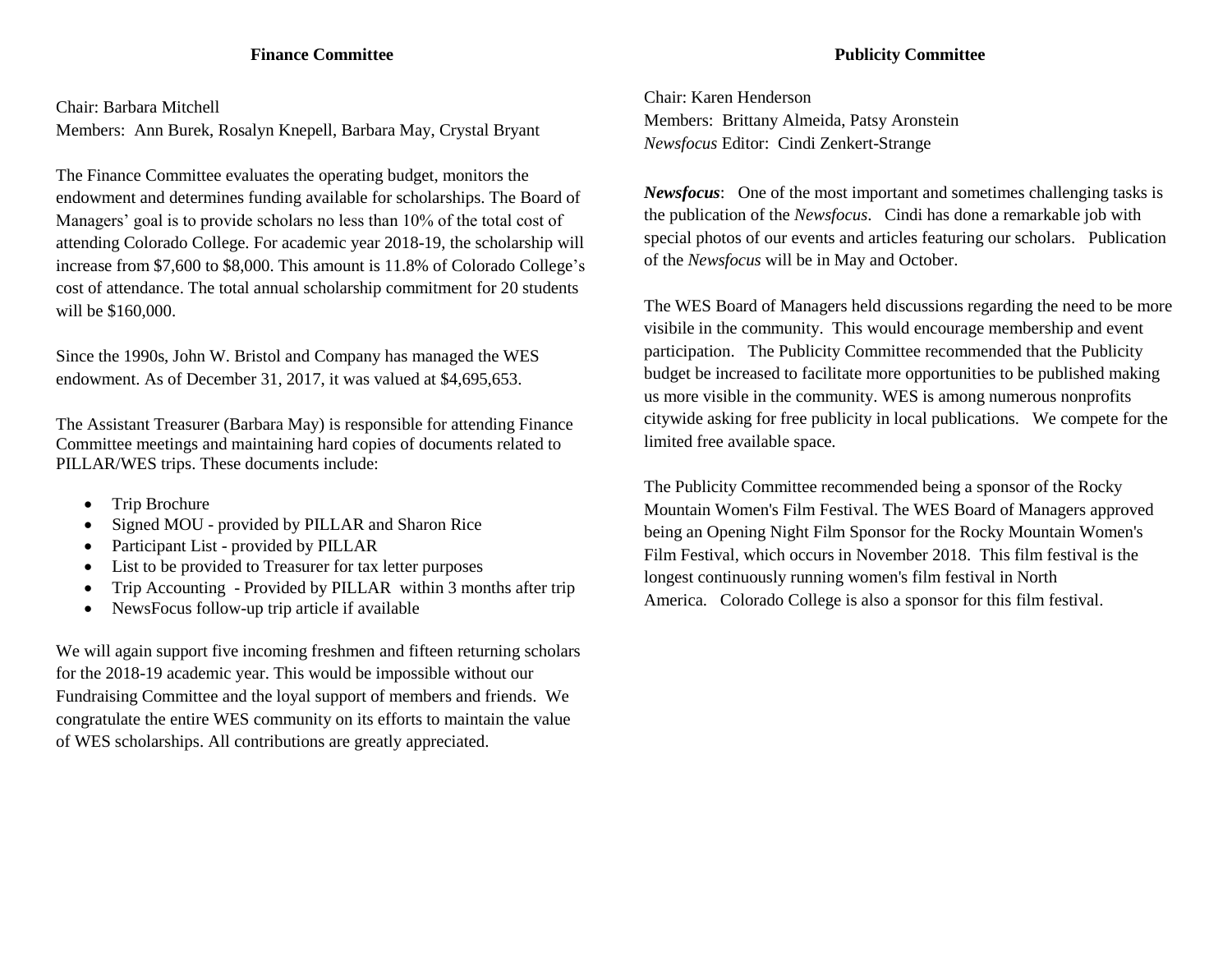## Finance Committee

Chair: Barbara Mitchell
Members: Ann Burek, Rosalyn Knepell, Barbara May, Crystal Bryant

The Finance Committee evaluates the operating budget, monitors the endowment and determines funding available for scholarships. The Board of Managers' goal is to provide scholars no less than 10% of the total cost of attending Colorado College. For academic year 2018-19, the scholarship will increase from $7,600 to $8,000. This amount is 11.8% of Colorado College's cost of attendance. The total annual scholarship commitment for 20 students will be $160,000.

Since the 1990s, John W. Bristol and Company has managed the WES endowment. As of December 31, 2017, it was valued at $4,695,653.

The Assistant Treasurer (Barbara May) is responsible for attending Finance Committee meetings and maintaining hard copies of documents related to PILLAR/WES trips. These documents include:

- Trip Brochure
- Signed MOU - provided by PILLAR and Sharon Rice
- Participant List - provided by PILLAR
- List to be provided to Treasurer for tax letter purposes
- Trip Accounting - Provided by PILLAR within 3 months after trip
- NewsFocus follow-up trip article if available

We will again support five incoming freshmen and fifteen returning scholars for the 2018-19 academic year. This would be impossible without our Fundraising Committee and the loyal support of members and friends. We congratulate the entire WES community on its efforts to maintain the value of WES scholarships. All contributions are greatly appreciated.

## Publicity Committee

Chair: Karen Henderson
Members: Brittany Almeida, Patsy Aronstein
*Newsfocus* Editor: Cindi Zenkert-Strange

***Newsfocus***: One of the most important and sometimes challenging tasks is the publication of the *Newsfocus*. Cindi has done a remarkable job with special photos of our events and articles featuring our scholars. Publication of the *Newsfocus* will be in May and October.

The WES Board of Managers held discussions regarding the need to be more visibile in the community. This would encourage membership and event participation. The Publicity Committee recommended that the Publicity budget be increased to facilitate more opportunities to be published making us more visible in the community. WES is among numerous nonprofits citywide asking for free publicity in local publications. We compete for the limited free available space.

The Publicity Committee recommended being a sponsor of the Rocky Mountain Women's Film Festival. The WES Board of Managers approved being an Opening Night Film Sponsor for the Rocky Mountain Women's Film Festival, which occurs in November 2018. This film festival is the longest continuously running women's film festival in North America. Colorado College is also a sponsor for this film festival.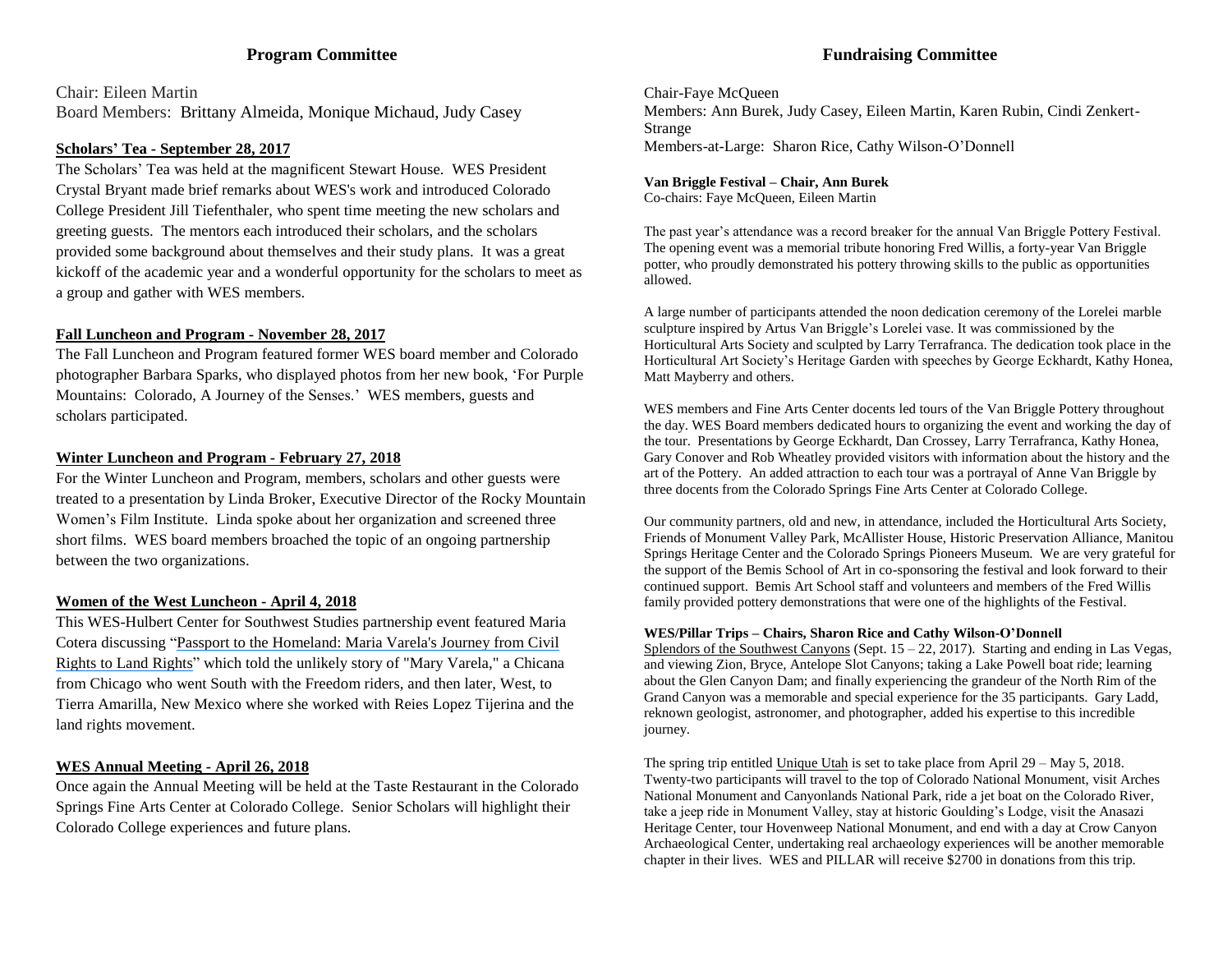## Program Committee

Chair: Eileen Martin
Board Members: Brittany Almeida, Monique Michaud, Judy Casey

**Scholars' Tea - September 28, 2017**

The Scholars' Tea was held at the magnificent Stewart House. WES President Crystal Bryant made brief remarks about WES's work and introduced Colorado College President Jill Tiefenthaler, who spent time meeting the new scholars and greeting guests. The mentors each introduced their scholars, and the scholars provided some background about themselves and their study plans. It was a great kickoff of the academic year and a wonderful opportunity for the scholars to meet as a group and gather with WES members.

**Fall Luncheon and Program - November 28, 2017**

The Fall Luncheon and Program featured former WES board member and Colorado photographer Barbara Sparks, who displayed photos from her new book, 'For Purple Mountains: Colorado, A Journey of the Senses.' WES members, guests and scholars participated.

**Winter Luncheon and Program - February 27, 2018**

For the Winter Luncheon and Program, members, scholars and other guests were treated to a presentation by Linda Broker, Executive Director of the Rocky Mountain Women's Film Institute. Linda spoke about her organization and screened three short films. WES board members broached the topic of an ongoing partnership between the two organizations.

**Women of the West Luncheon - April 4, 2018**

This WES-Hulbert Center for Southwest Studies partnership event featured Maria Cotera discussing "Passport to the Homeland: Maria Varela's Journey from Civil Rights to Land Rights" which told the unlikely story of "Mary Varela," a Chicana from Chicago who went South with the Freedom riders, and then later, West, to Tierra Amarilla, New Mexico where she worked with Reies Lopez Tijerina and the land rights movement.

**WES Annual Meeting - April 26, 2018**

Once again the Annual Meeting will be held at the Taste Restaurant in the Colorado Springs Fine Arts Center at Colorado College. Senior Scholars will highlight their Colorado College experiences and future plans.

## Fundraising Committee

Chair-Faye McQueen
Members: Ann Burek, Judy Casey, Eileen Martin, Karen Rubin, Cindi Zenkert-Strange
Members-at-Large: Sharon Rice, Cathy Wilson-O'Donnell

**Van Briggle Festival – Chair, Ann Burek**
Co-chairs: Faye McQueen, Eileen Martin

The past year's attendance was a record breaker for the annual Van Briggle Pottery Festival. The opening event was a memorial tribute honoring Fred Willis, a forty-year Van Briggle potter, who proudly demonstrated his pottery throwing skills to the public as opportunities allowed.

A large number of participants attended the noon dedication ceremony of the Lorelei marble sculpture inspired by Artus Van Briggle's Lorelei vase. It was commissioned by the Horticultural Arts Society and sculpted by Larry Terrafranca. The dedication took place in the Horticultural Art Society's Heritage Garden with speeches by George Eckhardt, Kathy Honea, Matt Mayberry and others.

WES members and Fine Arts Center docents led tours of the Van Briggle Pottery throughout the day. WES Board members dedicated hours to organizing the event and working the day of the tour. Presentations by George Eckhardt, Dan Crossey, Larry Terrafranca, Kathy Honea, Gary Conover and Rob Wheatley provided visitors with information about the history and the art of the Pottery. An added attraction to each tour was a portrayal of Anne Van Briggle by three docents from the Colorado Springs Fine Arts Center at Colorado College.

Our community partners, old and new, in attendance, included the Horticultural Arts Society, Friends of Monument Valley Park, McAllister House, Historic Preservation Alliance, Manitou Springs Heritage Center and the Colorado Springs Pioneers Museum. We are very grateful for the support of the Bemis School of Art in co-sponsoring the festival and look forward to their continued support. Bemis Art School staff and volunteers and members of the Fred Willis family provided pottery demonstrations that were one of the highlights of the Festival.

**WES/Pillar Trips – Chairs, Sharon Rice and Cathy Wilson-O'Donnell**

Splendors of the Southwest Canyons (Sept. 15 – 22, 2017). Starting and ending in Las Vegas, and viewing Zion, Bryce, Antelope Slot Canyons; taking a Lake Powell boat ride; learning about the Glen Canyon Dam; and finally experiencing the grandeur of the North Rim of the Grand Canyon was a memorable and special experience for the 35 participants. Gary Ladd, reknown geologist, astronomer, and photographer, added his expertise to this incredible journey.

The spring trip entitled Unique Utah is set to take place from April 29 – May 5, 2018. Twenty-two participants will travel to the top of Colorado National Monument, visit Arches National Monument and Canyonlands National Park, ride a jet boat on the Colorado River, take a jeep ride in Monument Valley, stay at historic Goulding's Lodge, visit the Anasazi Heritage Center, tour Hovenweep National Monument, and end with a day at Crow Canyon Archaeological Center, undertaking real archaeology experiences will be another memorable chapter in their lives. WES and PILLAR will receive $2700 in donations from this trip.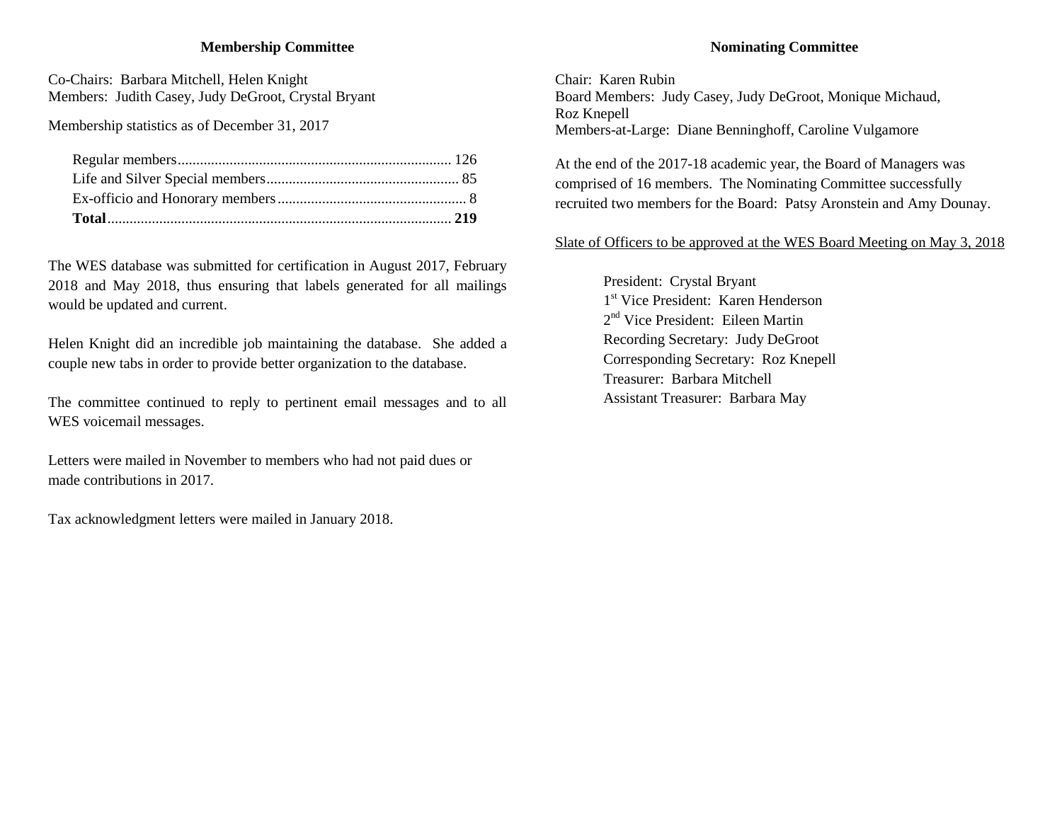## Membership Committee

Co-Chairs: Barbara Mitchell, Helen Knight
Members: Judith Casey, Judy DeGroot, Crystal Bryant

Membership statistics as of December 31, 2017

| | |
|---|---|
| Regular members | 126 |
| Life and Silver Special members | 85 |
| Ex-officio and Honorary members | 8 |
| **Total** | **219** |

The WES database was submitted for certification in August 2017, February 2018 and May 2018, thus ensuring that labels generated for all mailings would be updated and current.

Helen Knight did an incredible job maintaining the database. She added a couple new tabs in order to provide better organization to the database.

The committee continued to reply to pertinent email messages and to all WES voicemail messages.

Letters were mailed in November to members who had not paid dues or made contributions in 2017.

Tax acknowledgment letters were mailed in January 2018.

## Nominating Committee

Chair: Karen Rubin
Board Members: Judy Casey, Judy DeGroot, Monique Michaud, Roz Knepell
Members-at-Large: Diane Benninghoff, Caroline Vulgamore

At the end of the 2017-18 academic year, the Board of Managers was comprised of 16 members. The Nominating Committee successfully recruited two members for the Board: Patsy Aronstein and Amy Dounay.

Slate of Officers to be approved at the WES Board Meeting on May 3, 2018

President: Crystal Bryant
1st Vice President: Karen Henderson
2nd Vice President: Eileen Martin
Recording Secretary: Judy DeGroot
Corresponding Secretary: Roz Knepell
Treasurer: Barbara Mitchell
Assistant Treasurer: Barbara May